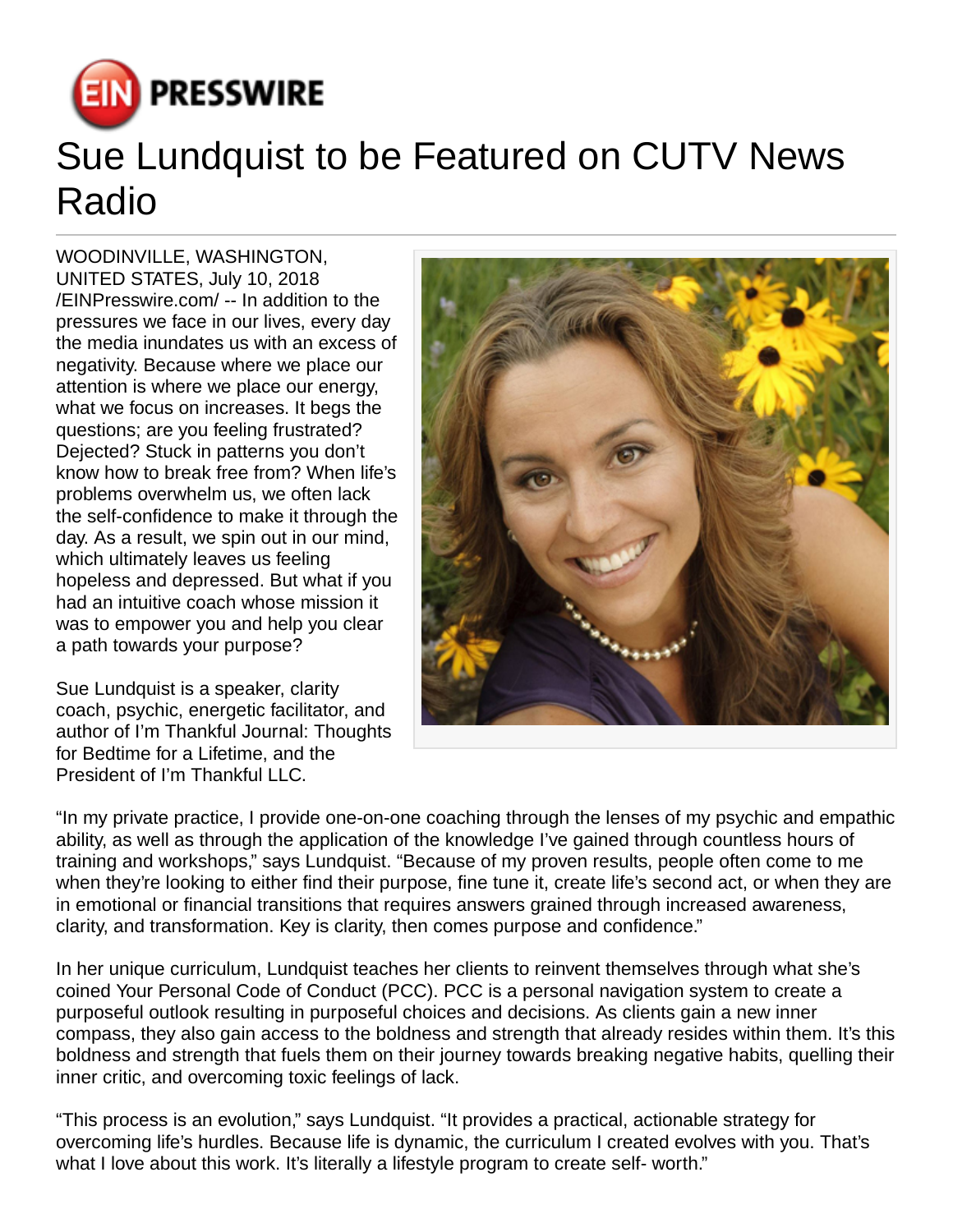# Sue Lundquist to be Featured on CUTV News Radio

WOODINVILLE, WASHINGTON, UNITED STATES, July 10, 2018 /EINPresswire.com/ -- In addition to the pressures we face in our lives, every day the media inundates us with an excess of negativity. Because where we place our attention is where we place our energy, what we focus on increases. It begs the questions; are you feeling frustrated? Dejected? Stuck in patterns you don't know how to break free from? When life's problems overwhelm us, we often lack the self-confidence to make it through the day. As a result, we spin out in our mind, which ultimately leaves us feeling hopeless and depressed. But what if you had an intuitive coach whose mission it was to empower you and help you clear a path towards your purpose?

Sue Lundquist is a speaker, clarity coach, psychic, energetic facilitator, and author of I'm Thankful Journal: Thoughts for Bedtime for a Lifetime, and the President of I'm Thankful LLC.

"In my private practice, I provide one-on-one coaching through the lenses of my psychic and empathic ability, as well as through the application of the knowledge I've gained through countless hours of training and workshops," says Lundquist. "Because of my proven results, people often come to me when they're looking to either find their purpose, fine tune it, create life's second act, or when they are in emotional or financial transitions that requires answers grained through increased awareness, clarity, and transformation. Key is clarity, then comes purpose and confidence."

In her unique curriculum, Lundquist teaches her clients to reinvent themselves through what she's coined Your Personal Code of Conduct (PCC). PCC is a personal navigation system to create a purposeful outlook resulting in purposeful choices and decisions. As clients gain a new inner compass, they also gain access to the boldness and strength that already resides within them. It's this boldness and strength that fuels them on their journey towards breaking negative habits, quelling their inner critic, and overcoming toxic feelings of lack.

"This process is an evolution," says Lundquist. "It provides a practical, actionable strategy for overcoming life's hurdles. Because life is dynamic, the curriculum I created evolves with you. That's what I love about this work. It's literally a lifestyle program to create self- worth."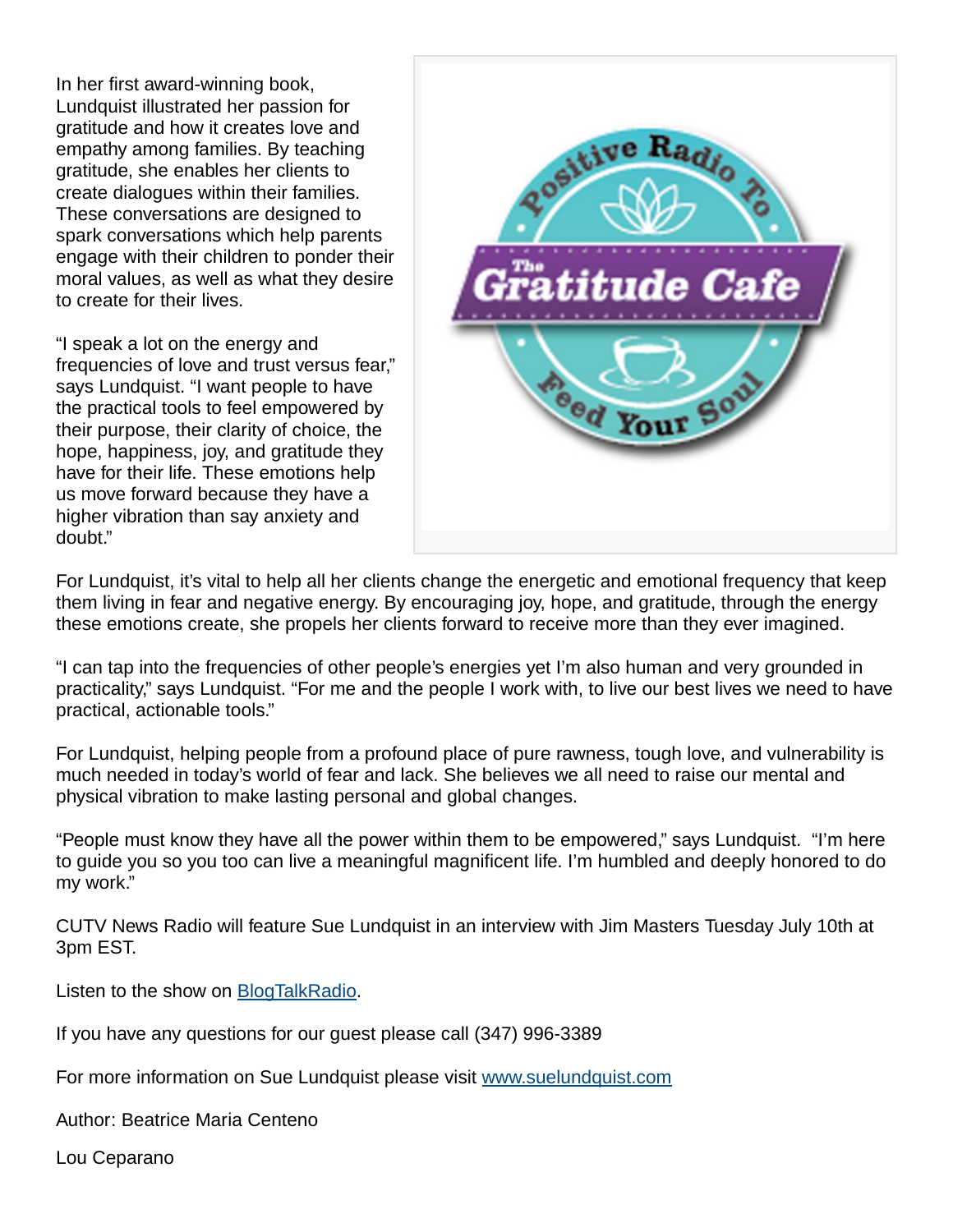In her first award-winning book, Lundquist illustrated her passion for gratitude and how it creates love and empathy among families. By teaching gratitude, she enables her clients to create dialogues within their families. These conversations are designed to spark conversations which help parents engage with their children to ponder their moral values, as well as what they desire to create for their lives.

"I speak a lot on the energy and frequencies of love and trust versus fear," says Lundquist. "I want people to have the practical tools to feel empowered by their purpose, their clarity of choice, the hope, happiness, joy, and gratitude they have for their life. These emotions help us move forward because they have a higher vibration than say anxiety and doubt."

For Lundquist, it's vital to help all her clients change the energetic and emotional frequency that keep them living in fear and negative energy. By encouraging joy, hope, and gratitude, through the energy these emotions create, she propels her clients forward to receive more than they ever imagined.

"I can tap into the frequencies of other people's energies yet I'm also human and very grounded in practicality," says Lundquist. "For me and the people I work with, to live our best lives we need to have practical, actionable tools."

For Lundquist, helping people from a profound place of pure rawness, tough love, and vulnerability is much needed in today's world of fear and lack. She believes we all need to raise our mental and physical vibration to make lasting personal and global changes.

"People must know they have all the power within them to be empowered," says Lundquist. "I'm here to guide you so you too can live a meaningful magnificent life. I'm humbled and deeply honored to do my work."

CUTV News Radio will feature Sue Lundquist in an interview with Jim Masters Tuesday July 10th at 3pm EST.

Listen to the show on [BlogTalkRadio](BlogTalkRadio).

If you have any questions for our guest please call (347) 996-3389

For more information on Sue Lundquist please visit [www.suelundquist.com](www.suelundquist.com)

Author: Beatrice Maria Centeno

Lou Ceparano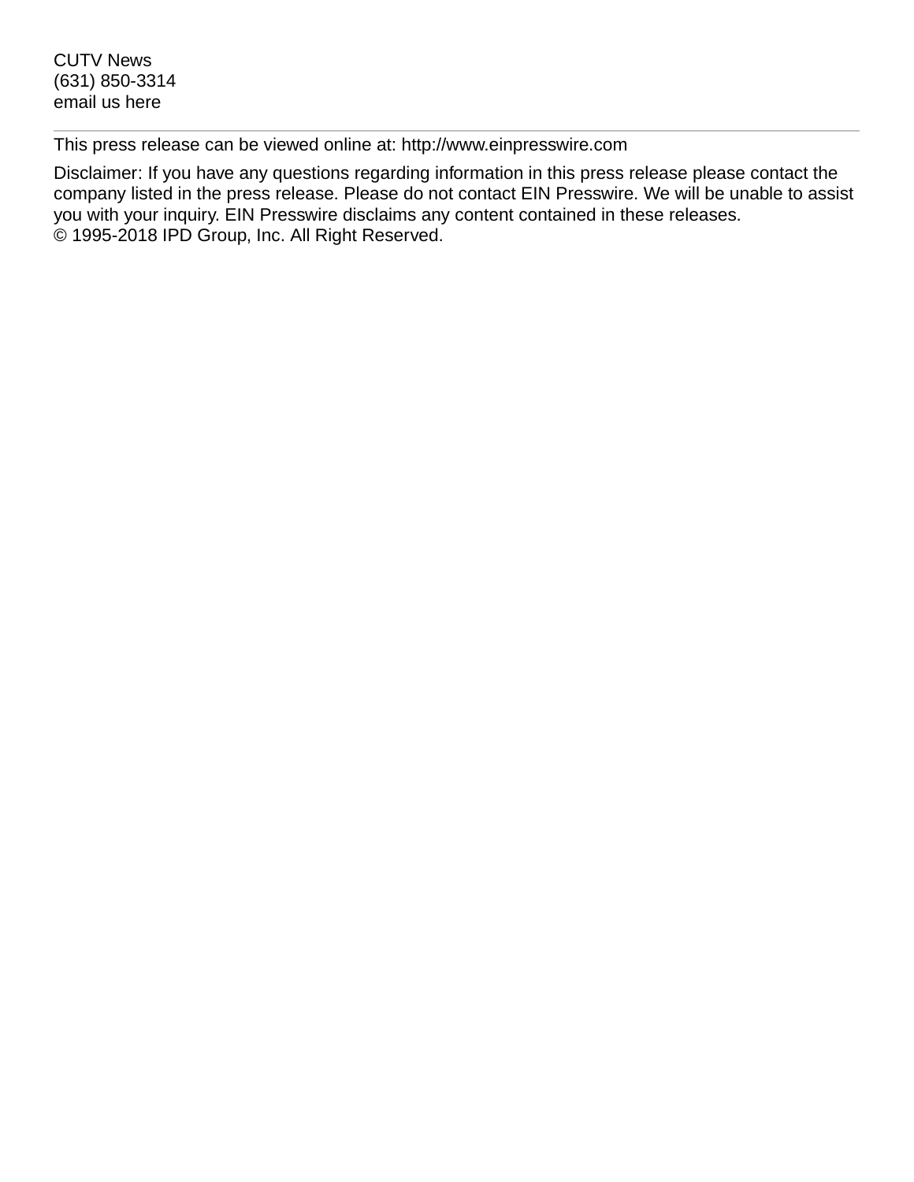CUTV News
(631) 850-3314
email us here

---

This press release can be viewed online at: http://www.einpresswire.com

Disclaimer: If you have any questions regarding information in this press release please contact the company listed in the press release. Please do not contact EIN Presswire. We will be unable to assist you with your inquiry. EIN Presswire disclaims any content contained in these releases.
© 1995-2018 IPD Group, Inc. All Right Reserved.